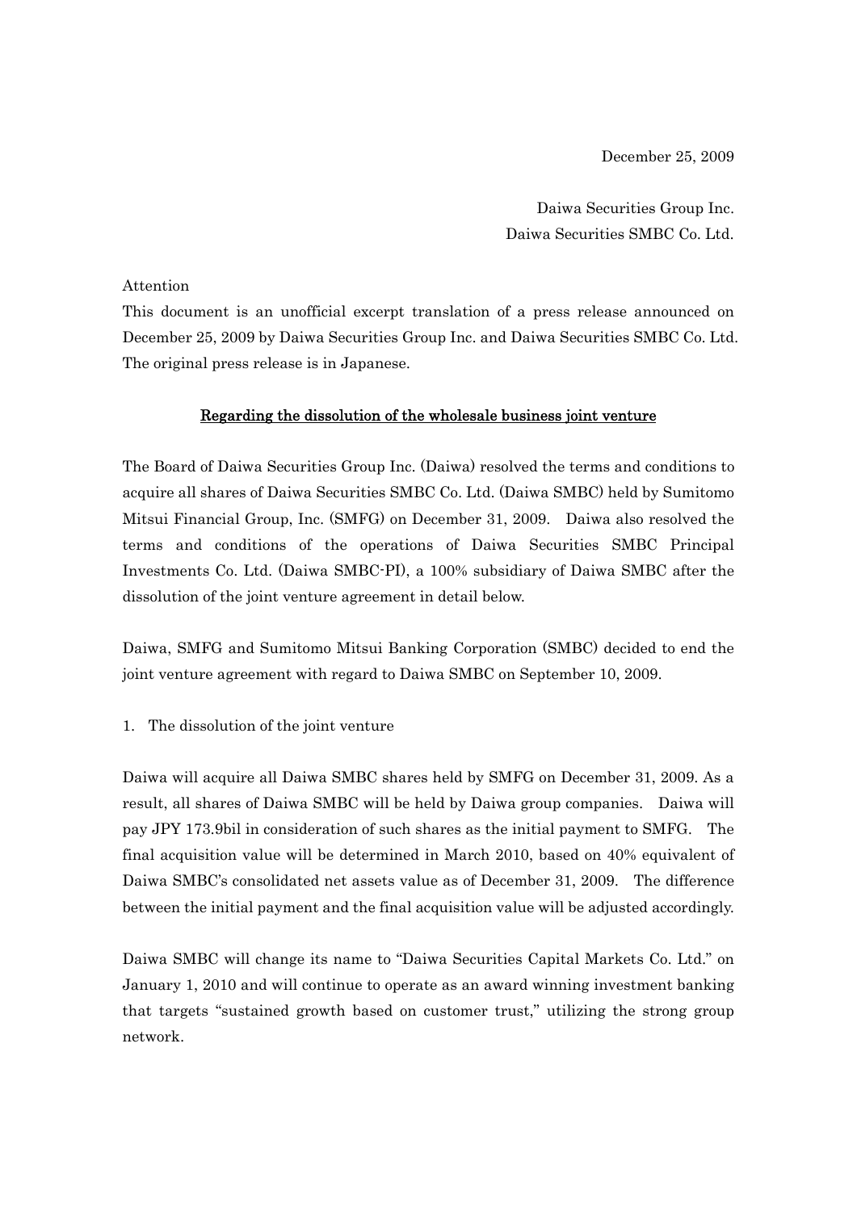December 25, 2009

Daiwa Securities Group Inc.
Daiwa Securities SMBC Co. Ltd.

Attention

This document is an unofficial excerpt translation of a press release announced on December 25, 2009 by Daiwa Securities Group Inc. and Daiwa Securities SMBC Co. Ltd. The original press release is in Japanese.

## Regarding the dissolution of the wholesale business joint venture

The Board of Daiwa Securities Group Inc. (Daiwa) resolved the terms and conditions to acquire all shares of Daiwa Securities SMBC Co. Ltd. (Daiwa SMBC) held by Sumitomo Mitsui Financial Group, Inc. (SMFG) on December 31, 2009. Daiwa also resolved the terms and conditions of the operations of Daiwa Securities SMBC Principal Investments Co. Ltd. (Daiwa SMBC-PI), a 100% subsidiary of Daiwa SMBC after the dissolution of the joint venture agreement in detail below.

Daiwa, SMFG and Sumitomo Mitsui Banking Corporation (SMBC) decided to end the joint venture agreement with regard to Daiwa SMBC on September 10, 2009.

1. The dissolution of the joint venture

Daiwa will acquire all Daiwa SMBC shares held by SMFG on December 31, 2009. As a result, all shares of Daiwa SMBC will be held by Daiwa group companies. Daiwa will pay JPY 173.9bil in consideration of such shares as the initial payment to SMFG. The final acquisition value will be determined in March 2010, based on 40% equivalent of Daiwa SMBC's consolidated net assets value as of December 31, 2009. The difference between the initial payment and the final acquisition value will be adjusted accordingly.

Daiwa SMBC will change its name to "Daiwa Securities Capital Markets Co. Ltd." on January 1, 2010 and will continue to operate as an award winning investment banking that targets "sustained growth based on customer trust," utilizing the strong group network.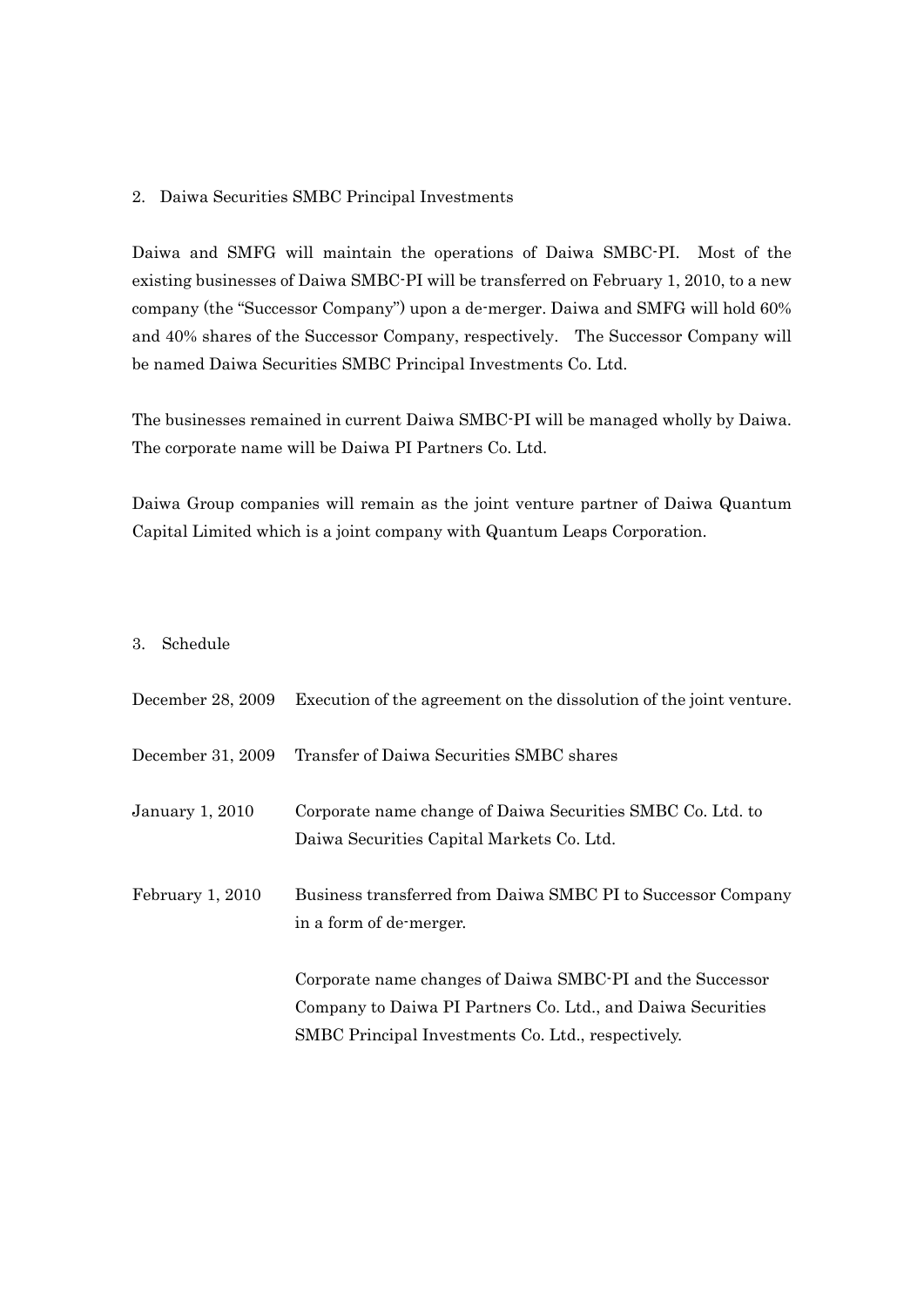## 2. Daiwa Securities SMBC Principal Investments

Daiwa and SMFG will maintain the operations of Daiwa SMBC-PI. Most of the existing businesses of Daiwa SMBC-PI will be transferred on February 1, 2010, to a new company (the "Successor Company") upon a de-merger. Daiwa and SMFG will hold 60% and 40% shares of the Successor Company, respectively. The Successor Company will be named Daiwa Securities SMBC Principal Investments Co. Ltd.

The businesses remained in current Daiwa SMBC-PI will be managed wholly by Daiwa. The corporate name will be Daiwa PI Partners Co. Ltd.

Daiwa Group companies will remain as the joint venture partner of Daiwa Quantum Capital Limited which is a joint company with Quantum Leaps Corporation.

## 3. Schedule

| | |
|---|---|
| December 28, 2009 | Execution of the agreement on the dissolution of the joint venture. |
| December 31, 2009 | Transfer of Daiwa Securities SMBC shares |
| January 1, 2010 | Corporate name change of Daiwa Securities SMBC Co. Ltd. to Daiwa Securities Capital Markets Co. Ltd. |
| February 1, 2010 | Business transferred from Daiwa SMBC PI to Successor Company in a form of de-merger. |
| | Corporate name changes of Daiwa SMBC-PI and the Successor Company to Daiwa PI Partners Co. Ltd., and Daiwa Securities SMBC Principal Investments Co. Ltd., respectively. |